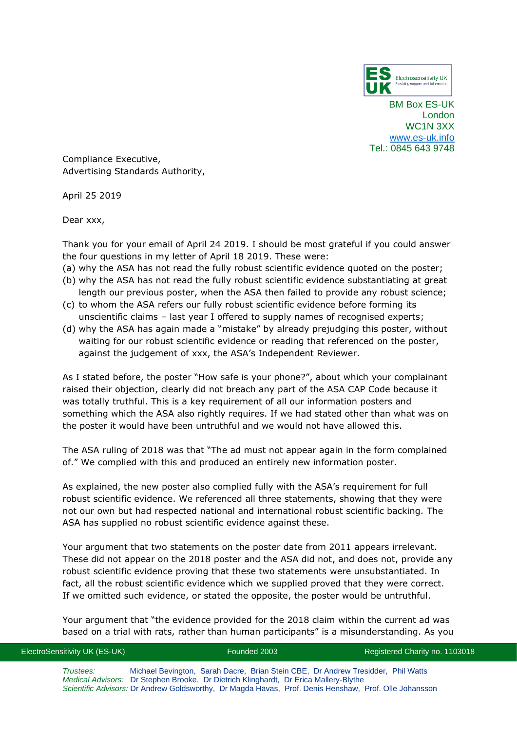BM Box ES-UK
London
WC1N 3XX
www.es-uk.info
Tel.: 0845 643 9748

Compliance Executive,
Advertising Standards Authority,

April 25 2019

Dear xxx,

Thank you for your email of April 24 2019. I should be most grateful if you could answer the four questions in my letter of April 18 2019. These were:

(a) why the ASA has not read the fully robust scientific evidence quoted on the poster;
(b) why the ASA has not read the fully robust scientific evidence substantiating at great length our previous poster, when the ASA then failed to provide any robust science;
(c) to whom the ASA refers our fully robust scientific evidence before forming its unscientific claims – last year I offered to supply names of recognised experts;
(d) why the ASA has again made a "mistake" by already prejudging this poster, without waiting for our robust scientific evidence or reading that referenced on the poster, against the judgement of xxx, the ASA's Independent Reviewer.

As I stated before, the poster "How safe is your phone?", about which your complainant raised their objection, clearly did not breach any part of the ASA CAP Code because it was totally truthful. This is a key requirement of all our information posters and something which the ASA also rightly requires. If we had stated other than what was on the poster it would have been untruthful and we would not have allowed this.

The ASA ruling of 2018 was that "The ad must not appear again in the form complained of." We complied with this and produced an entirely new information poster.

As explained, the new poster also complied fully with the ASA's requirement for full robust scientific evidence. We referenced all three statements, showing that they were not our own but had respected national and international robust scientific backing. The ASA has supplied no robust scientific evidence against these.

Your argument that two statements on the poster date from 2011 appears irrelevant. These did not appear on the 2018 poster and the ASA did not, and does not, provide any robust scientific evidence proving that these two statements were unsubstantiated. In fact, all the robust scientific evidence which we supplied proved that they were correct. If we omitted such evidence, or stated the opposite, the poster would be untruthful.

Your argument that "the evidence provided for the 2018 claim within the current ad was based on a trial with rats, rather than human participants" is a misunderstanding. As you

ElectroSensitivity UK (ES-UK) | Founded 2003 | Registered Charity no. 1103018

*Trustees:* Michael Bevington, Sarah Dacre, Brian Stein CBE, Dr Andrew Tresidder, Phil Watts
*Medical Advisors:* Dr Stephen Brooke, Dr Dietrich Klinghardt, Dr Erica Mallery-Blythe
*Scientific Advisors:* Dr Andrew Goldsworthy, Dr Magda Havas, Prof. Denis Henshaw, Prof. Olle Johansson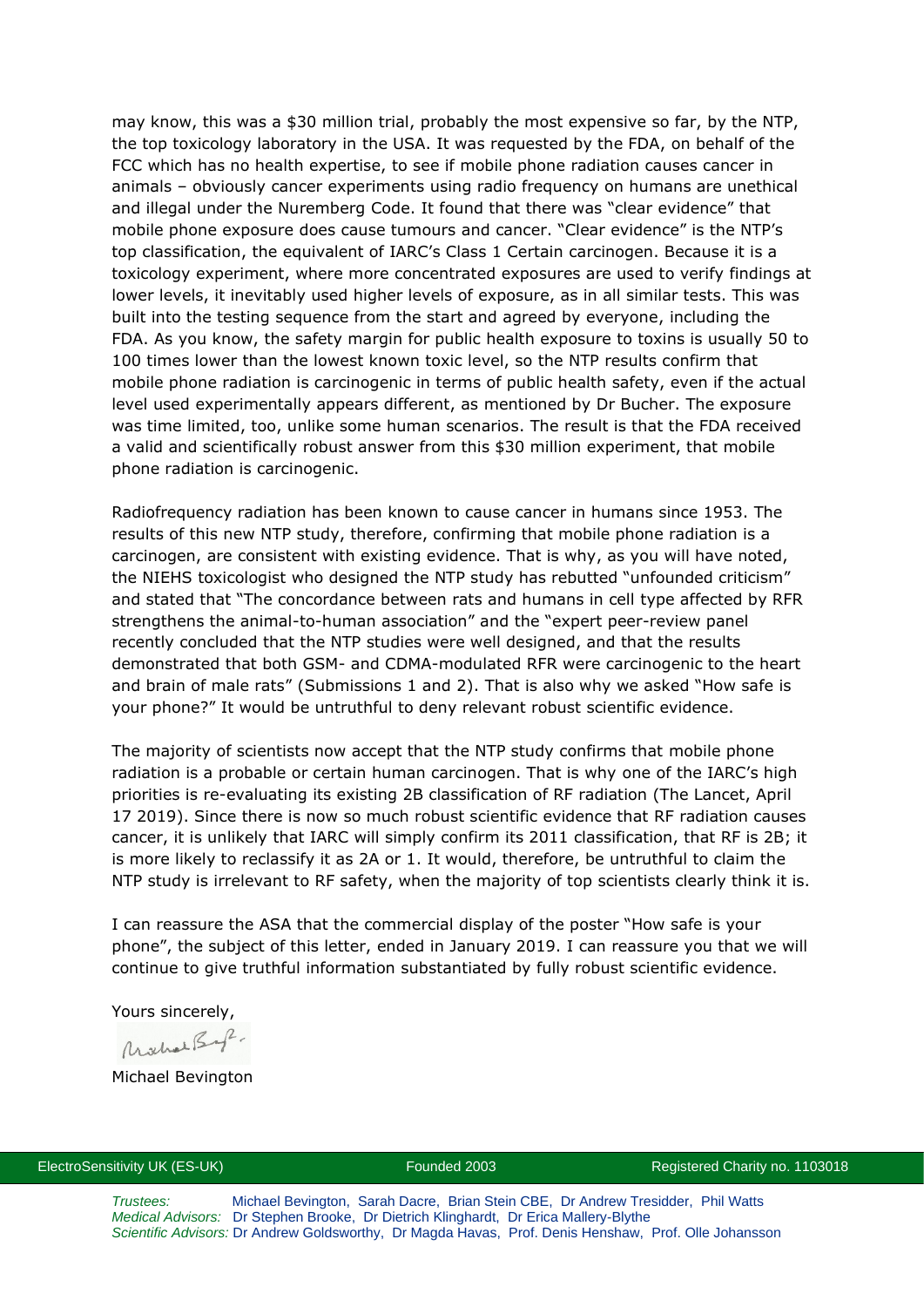may know, this was a $30 million trial, probably the most expensive so far, by the NTP, the top toxicology laboratory in the USA. It was requested by the FDA, on behalf of the FCC which has no health expertise, to see if mobile phone radiation causes cancer in animals – obviously cancer experiments using radio frequency on humans are unethical and illegal under the Nuremberg Code. It found that there was "clear evidence" that mobile phone exposure does cause tumours and cancer. "Clear evidence" is the NTP's top classification, the equivalent of IARC's Class 1 Certain carcinogen. Because it is a toxicology experiment, where more concentrated exposures are used to verify findings at lower levels, it inevitably used higher levels of exposure, as in all similar tests. This was built into the testing sequence from the start and agreed by everyone, including the FDA. As you know, the safety margin for public health exposure to toxins is usually 50 to 100 times lower than the lowest known toxic level, so the NTP results confirm that mobile phone radiation is carcinogenic in terms of public health safety, even if the actual level used experimentally appears different, as mentioned by Dr Bucher. The exposure was time limited, too, unlike some human scenarios. The result is that the FDA received a valid and scientifically robust answer from this $30 million experiment, that mobile phone radiation is carcinogenic.

Radiofrequency radiation has been known to cause cancer in humans since 1953. The results of this new NTP study, therefore, confirming that mobile phone radiation is a carcinogen, are consistent with existing evidence. That is why, as you will have noted, the NIEHS toxicologist who designed the NTP study has rebutted "unfounded criticism" and stated that "The concordance between rats and humans in cell type affected by RFR strengthens the animal-to-human association" and the "expert peer-review panel recently concluded that the NTP studies were well designed, and that the results demonstrated that both GSM- and CDMA-modulated RFR were carcinogenic to the heart and brain of male rats" (Submissions 1 and 2). That is also why we asked "How safe is your phone?" It would be untruthful to deny relevant robust scientific evidence.

The majority of scientists now accept that the NTP study confirms that mobile phone radiation is a probable or certain human carcinogen. That is why one of the IARC's high priorities is re-evaluating its existing 2B classification of RF radiation (The Lancet, April 17 2019). Since there is now so much robust scientific evidence that RF radiation causes cancer, it is unlikely that IARC will simply confirm its 2011 classification, that RF is 2B; it is more likely to reclassify it as 2A or 1. It would, therefore, be untruthful to claim the NTP study is irrelevant to RF safety, when the majority of top scientists clearly think it is.

I can reassure the ASA that the commercial display of the poster "How safe is your phone", the subject of this letter, ended in January 2019. I can reassure you that we will continue to give truthful information substantiated by fully robust scientific evidence.

Yours sincerely,

Michael Bevington

ElectroSensitivity UK (ES-UK) | Founded 2003 | Registered Charity no. 1103018

*Trustees:* Michael Bevington, Sarah Dacre, Brian Stein CBE, Dr Andrew Tresidder, Phil Watts
*Medical Advisors:* Dr Stephen Brooke, Dr Dietrich Klinghardt, Dr Erica Mallery-Blythe
*Scientific Advisors:* Dr Andrew Goldsworthy, Dr Magda Havas, Prof. Denis Henshaw, Prof. Olle Johansson